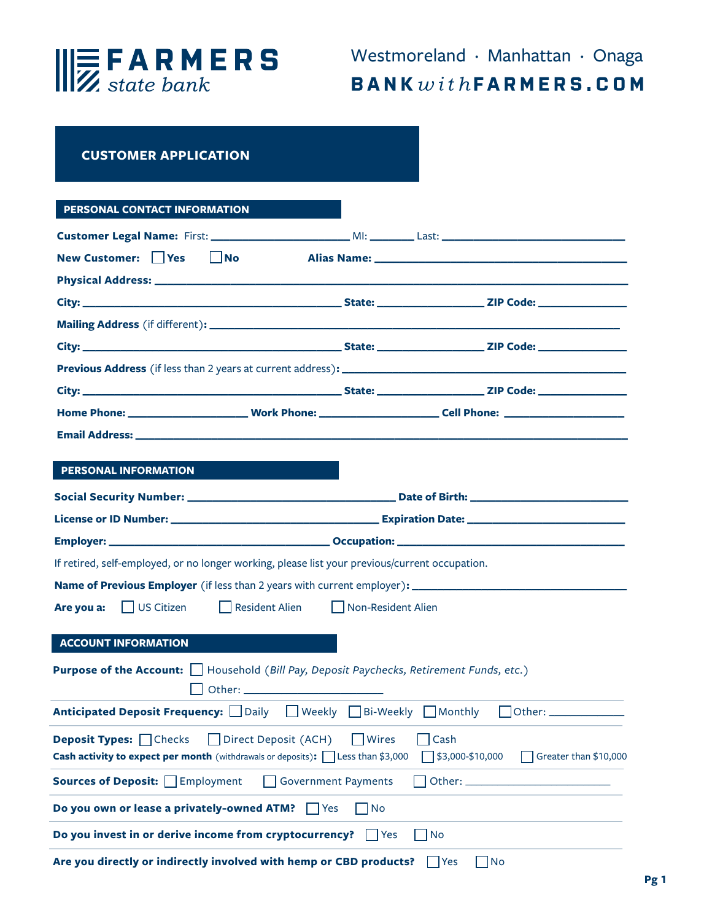**FARMERS** *state bank*

Westmoreland · Manhattan · Onaga
**BANK** *with* **FARMERS.COM**

# CUSTOMER APPLICATION

## PERSONAL CONTACT INFORMATION

**Customer Legal Name:** First: ______________________ MI: _______ Last: ____________________________

**New Customer:** ☐ Yes ☐ No **Alias Name:** ________________________________________

**Physical Address:** ____________________________________________________________________

**City:** ________________________________________ **State:** ________________ **ZIP Code:** ______________

**Mailing Address** (if different)**:** ____________________________________________________________

**City:** ________________________________________ **State:** ________________ **ZIP Code:** ______________

**Previous Address** (if less than 2 years at current address)**:** ____________________________________________

**City:** ________________________________________ **State:** ________________ **ZIP Code:** ______________

**Home Phone:** __________________ **Work Phone:** __________________ **Cell Phone:** __________________

**Email Address:** ________________________________________________________________________

## PERSONAL INFORMATION

**Social Security Number:** ________________________________ **Date of Birth:** ________________________

**License or ID Number:** ________________________________ **Expiration Date:** ________________________

**Employer:** __________________________________ **Occupation:** ____________________________________

If retired, self-employed, or no longer working, please list your previous/current occupation.

**Name of Previous Employer** (if less than 2 years with current employer)**:** _________________________________

**Are you a:** ☐ US Citizen ☐ Resident Alien ☐ Non-Resident Alien

## ACCOUNT INFORMATION

**Purpose of the Account:** ☐ Household (*Bill Pay, Deposit Paychecks, Retirement Funds, etc.*)
☐ Other: ______________________

**Anticipated Deposit Frequency:** ☐ Daily ☐ Weekly ☐ Bi-Weekly ☐ Monthly ☐ Other: ____________

**Deposit Types:** ☐ Checks ☐ Direct Deposit (ACH) ☐ Wires ☐ Cash
**Cash activity to expect per month** (withdrawals or deposits)**:** ☐ Less than $3,000 ☐ $3,000-$10,000 ☐ Greater than $10,000

**Sources of Deposit:** ☐ Employment ☐ Government Payments ☐ Other: ______________________

**Do you own or lease a privately-owned ATM?** ☐ Yes ☐ No

**Do you invest in or derive income from cryptocurrency?** ☐ Yes ☐ No

**Are you directly or indirectly involved with hemp or CBD products?** ☐ Yes ☐ No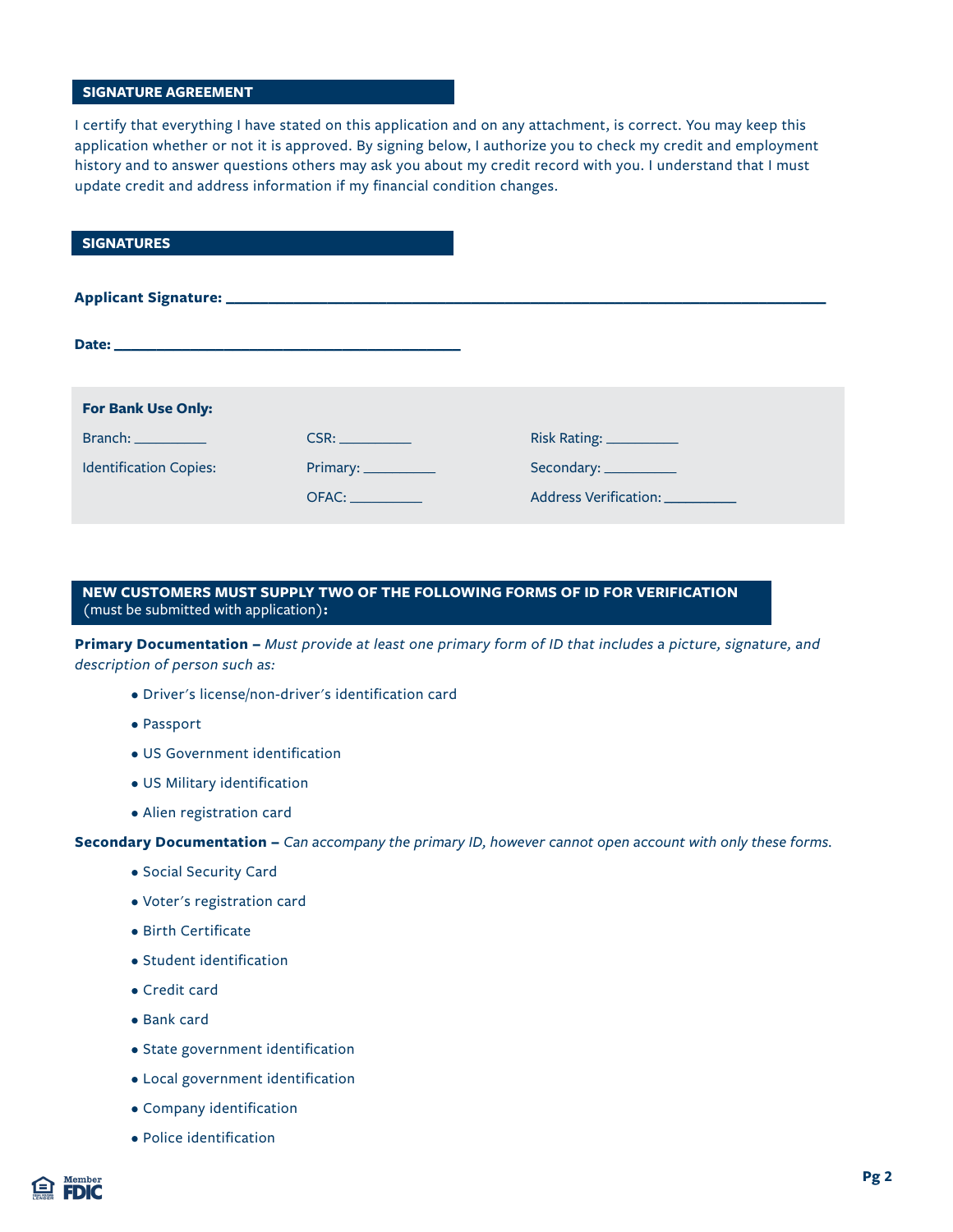## SIGNATURE AGREEMENT

I certify that everything I have stated on this application and on any attachment, is correct. You may keep this application whether or not it is approved. By signing below, I authorize you to check my credit and employment history and to answer questions others may ask you about my credit record with you. I understand that I must update credit and address information if my financial condition changes.

## SIGNATURES

**Applicant Signature:** ______________________________________________

**Date:** ______________________________

**For Bank Use Only:**

| | | |
|---|---|---|
| Branch: __________ | CSR: __________ | Risk Rating: __________ |
| Identification Copies: | Primary: __________ | Secondary: __________ |
| | OFAC: __________ | Address Verification: __________ |

## NEW CUSTOMERS MUST SUPPLY TWO OF THE FOLLOWING FORMS OF ID FOR VERIFICATION (must be submitted with application):

**Primary Documentation –** *Must provide at least one primary form of ID that includes a picture, signature, and description of person such as:*

- Driver's license/non-driver's identification card
- Passport
- US Government identification
- US Military identification
- Alien registration card

**Secondary Documentation –** *Can accompany the primary ID, however cannot open account with only these forms.*

- Social Security Card
- Voter's registration card
- Birth Certificate
- Student identification
- Credit card
- Bank card
- State government identification
- Local government identification
- Company identification
- Police identification

Member FDIC